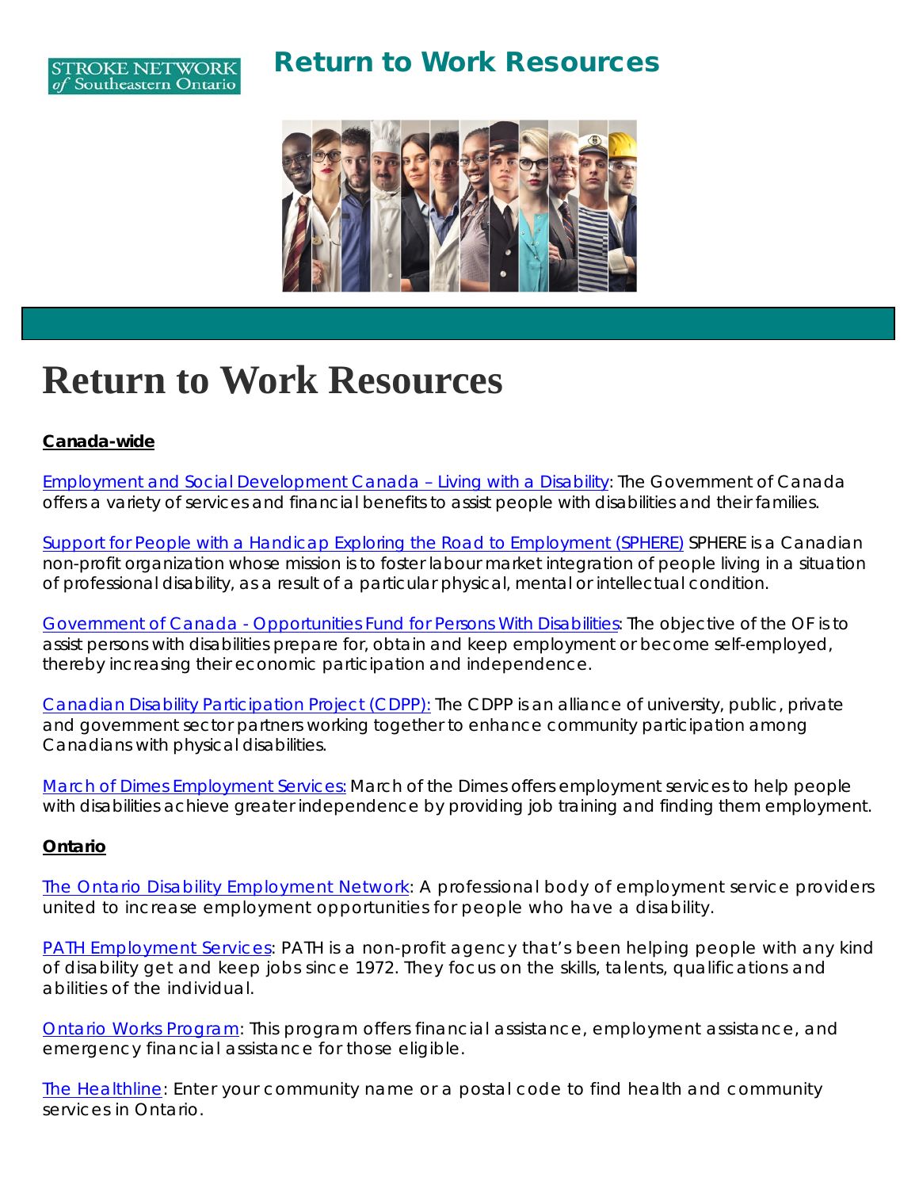STROKE NETWORK of Southeastern Ontario

# Return to Work Resources

# Return to Work Resources

**Canada-wide**

Employment and Social Development Canada – Living with a Disability: The Government of Canada offers a variety of services and financial benefits to assist people with disabilities and their families.

Support for People with a Handicap Exploring the Road to Employment (SPHERE) SPHERE is a Canadian non-profit organization whose mission is to foster labour market integration of people living in a situation of professional disability, as a result of a particular physical, mental or intellectual condition.

Government of Canada - Opportunities Fund for Persons With Disabilities: The objective of the OF is to assist persons with disabilities prepare for, obtain and keep employment or become self-employed, thereby increasing their economic participation and independence.

Canadian Disability Participation Project (CDPP): The CDPP is an alliance of university, public, private and government sector partners working together to enhance community participation among Canadians with physical disabilities.

March of Dimes Employment Services: March of the Dimes offers employment services to help people with disabilities achieve greater independence by providing job training and finding them employment.

**Ontario**

The Ontario Disability Employment Network: A professional body of employment service providers united to increase employment opportunities for people who have a disability.

PATH Employment Services: PATH is a non-profit agency that's been helping people with any kind of disability get and keep jobs since 1972. They focus on the skills, talents, qualifications and abilities of the individual.

Ontario Works Program: This program offers financial assistance, employment assistance, and emergency financial assistance for those eligible.

The Healthline: Enter your community name or a postal code to find health and community services in Ontario.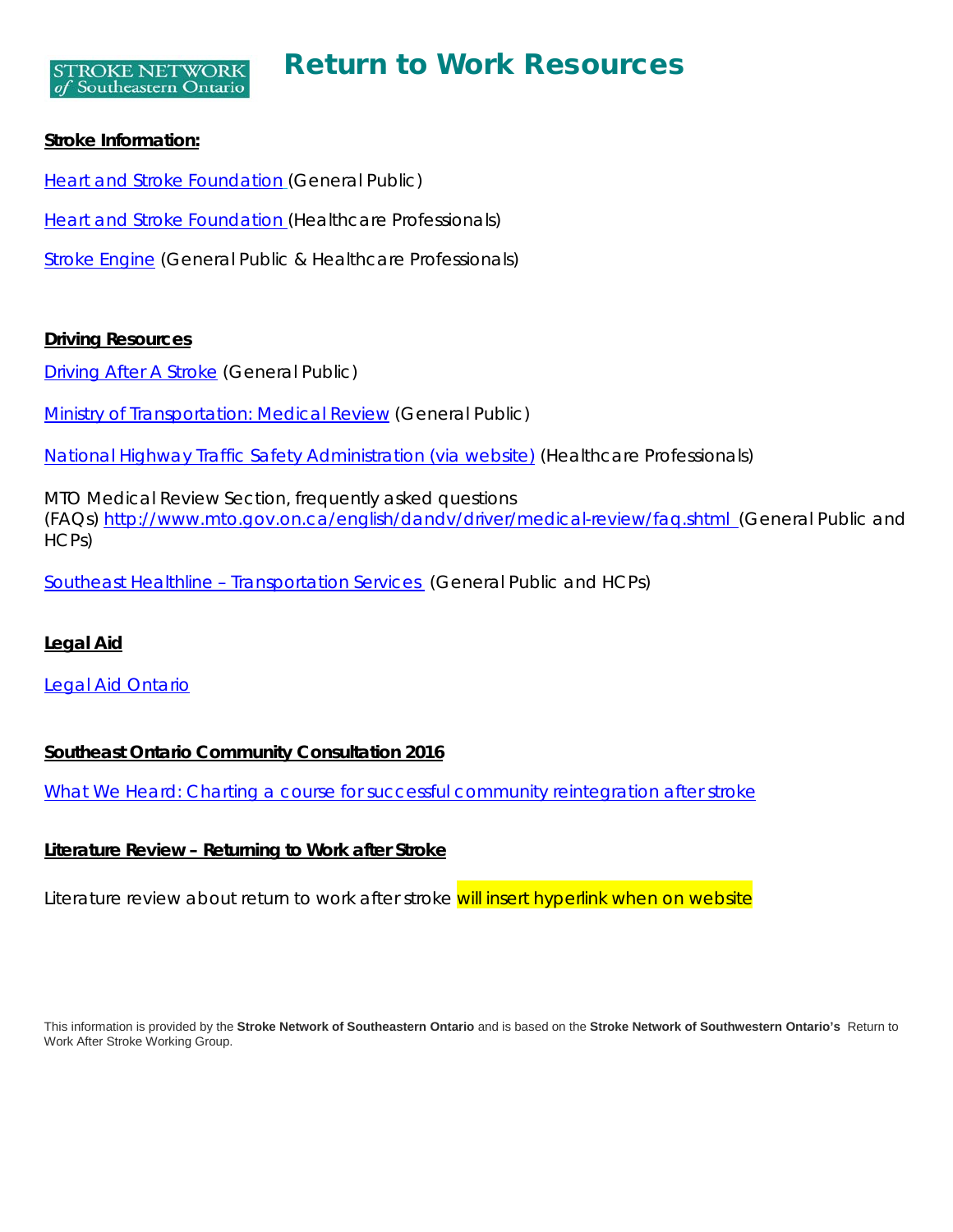STROKE NETWORK *of* Southeastern Ontario

# Return to Work Resources

**Stroke Information:**

Heart and Stroke Foundation (General Public)

Heart and Stroke Foundation (Healthcare Professionals)

Stroke Engine (General Public & Healthcare Professionals)

**Driving Resources**

Driving After A Stroke (General Public)

Ministry of Transportation: Medical Review (General Public)

National Highway Traffic Safety Administration (via website) (Healthcare Professionals)

MTO Medical Review Section, frequently asked questions (FAQs) http://www.mto.gov.on.ca/english/dandv/driver/medical-review/faq.shtml (General Public and HCPs)

Southeast Healthline – Transportation Services (General Public and HCPs)

**Legal Aid**

Legal Aid Ontario

**Southeast Ontario Community Consultation 2016**

What We Heard: Charting a course for successful community reintegration after stroke

**Literature Review – Returning to Work after Stroke**

Literature review about return to work after stroke will insert hyperlink when on website

This information is provided by the **Stroke Network of Southeastern Ontario** and is based on the **Stroke Network of Southwestern Ontario's** Return to Work After Stroke Working Group.